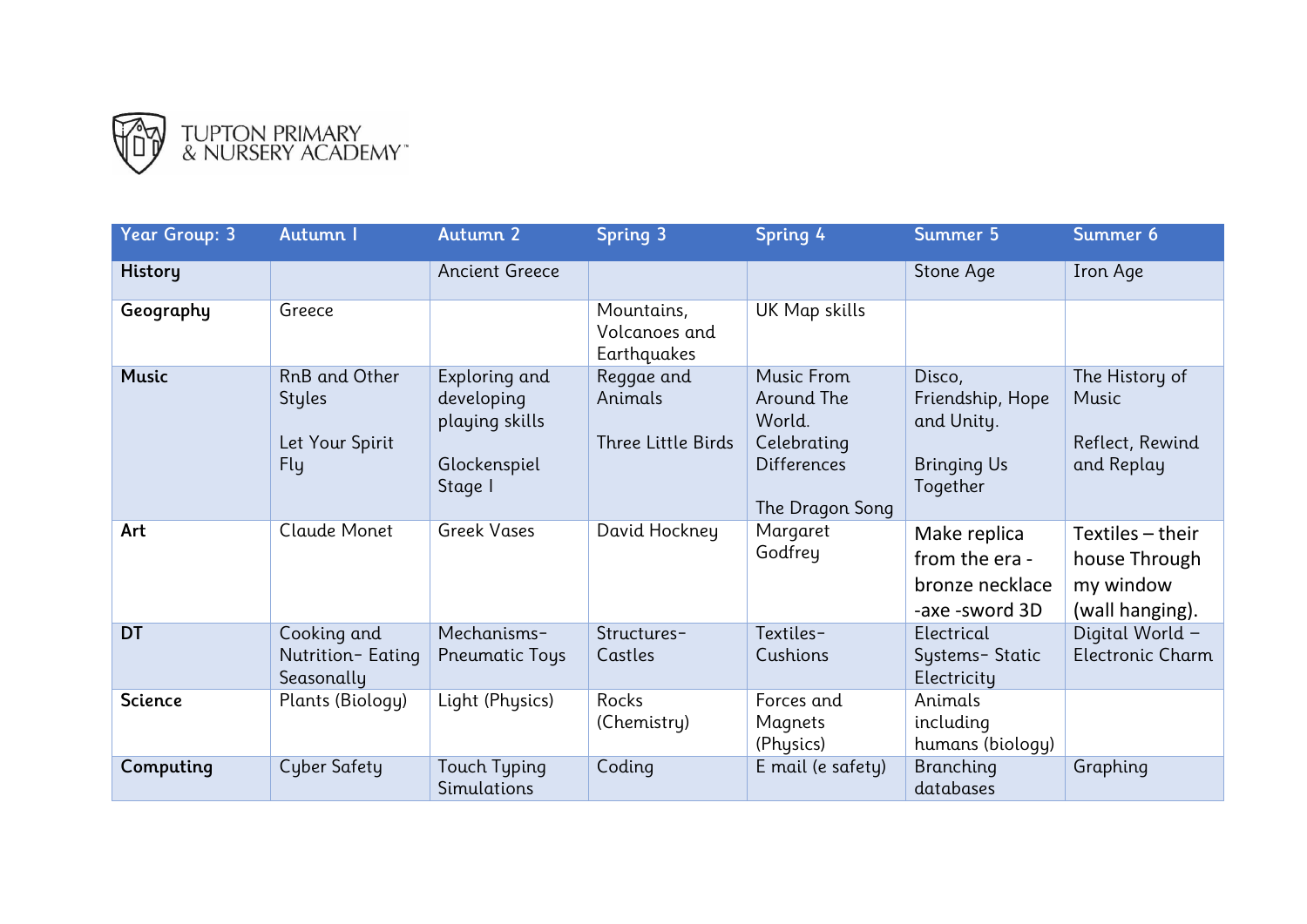TUPTON PRIMARY & NURSERY ACADEMY™

| Year Group: 3 | Autumn 1 | Autumn 2 | Spring 3 | Spring 4 | Summer 5 | Summer 6 |
|---|---|---|---|---|---|---|
| **History** | | Ancient Greece | | | Stone Age | Iron Age |
| **Geography** | Greece | | Mountains, Volcanoes and Earthquakes | UK Map skills | | |
| **Music** | RnB and Other Styles<br><br>Let Your Spirit Fly | Exploring and developing playing skills<br><br>Glockenspiel Stage 1 | Reggae and Animals<br><br>Three Little Birds | Music From Around The World. Celebrating Differences<br><br>The Dragon Song | Disco, Friendship, Hope and Unity.<br><br>Bringing Us Together | The History of Music<br><br>Reflect, Rewind and Replay |
| **Art** | Claude Monet | Greek Vases | David Hockney | Margaret Godfrey | Make replica from the era - bronze necklace -axe -sword 3D | Textiles – their house Through my window (wall hanging). |
| **DT** | Cooking and Nutrition- Eating Seasonally | Mechanisms- Pneumatic Toys | Structures- Castles | Textiles- Cushions | Electrical Systems- Static Electricity | Digital World – Electronic Charm |
| **Science** | Plants (Biology) | Light (Physics) | Rocks (Chemistry) | Forces and Magnets (Physics) | Animals including humans (biology) | |
| **Computing** | Cyber Safety | Touch Typing Simulations | Coding | E mail (e safety) | Branching databases | Graphing |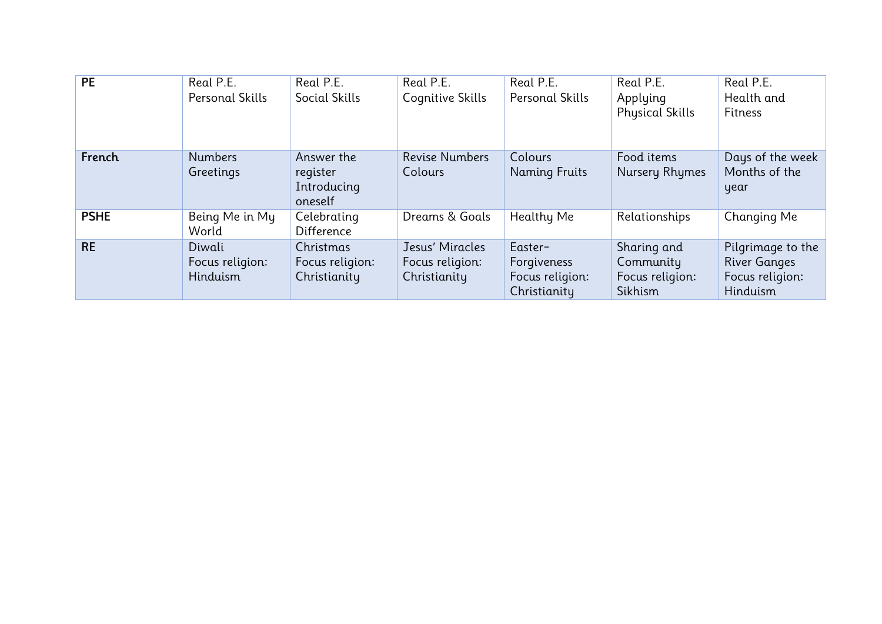| | | | | | | |
|---|---|---|---|---|---|---|
| **PE** | Real P.E.<br>Personal Skills | Real P.E.<br>Social Skills | Real P.E.<br>Cognitive Skills | Real P.E.<br>Personal Skills | Real P.E.<br>Applying Physical Skills | Real P.E.<br>Health and Fitness |
| **French** | Numbers<br>Greetings | Answer the register<br>Introducing oneself | Revise Numbers<br>Colours | Colours<br>Naming Fruits | Food items<br>Nursery Rhymes | Days of the week<br>Months of the year |
| **PSHE** | Being Me in My World | Celebrating Difference | Dreams & Goals | Healthy Me | Relationships | Changing Me |
| **RE** | Diwali<br>Focus religion: Hinduism | Christmas<br>Focus religion: Christianity | Jesus' Miracles<br>Focus religion: Christianity | Easter-Forgiveness<br>Focus religion: Christianity | Sharing and Community<br>Focus religion: Sikhism | Pilgrimage to the River Ganges<br>Focus religion: Hinduism |